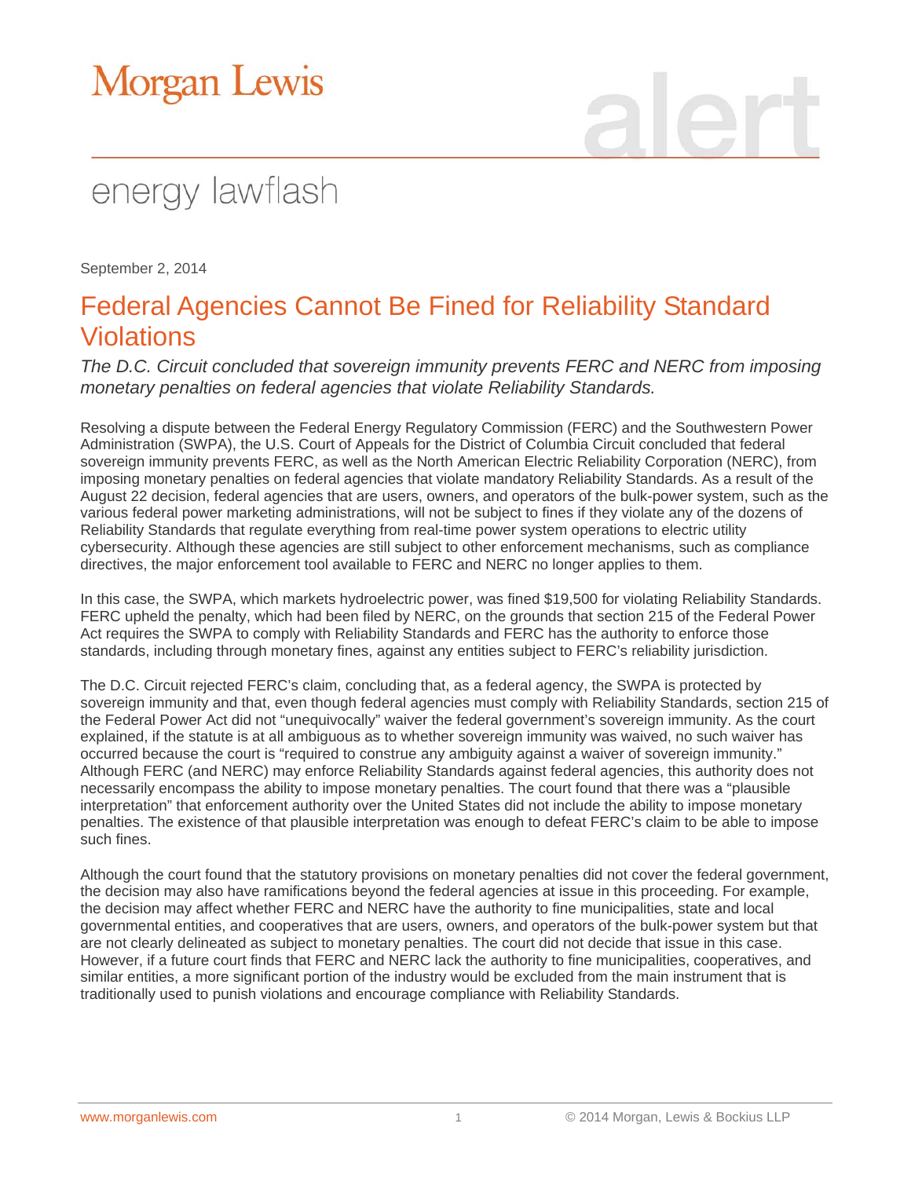Morgan Lewis

alert

energy lawflash

September 2, 2014

# Federal Agencies Cannot Be Fined for Reliability Standard Violations

*The D.C. Circuit concluded that sovereign immunity prevents FERC and NERC from imposing monetary penalties on federal agencies that violate Reliability Standards.*

Resolving a dispute between the Federal Energy Regulatory Commission (FERC) and the Southwestern Power Administration (SWPA), the U.S. Court of Appeals for the District of Columbia Circuit concluded that federal sovereign immunity prevents FERC, as well as the North American Electric Reliability Corporation (NERC), from imposing monetary penalties on federal agencies that violate mandatory Reliability Standards. As a result of the August 22 decision, federal agencies that are users, owners, and operators of the bulk-power system, such as the various federal power marketing administrations, will not be subject to fines if they violate any of the dozens of Reliability Standards that regulate everything from real-time power system operations to electric utility cybersecurity. Although these agencies are still subject to other enforcement mechanisms, such as compliance directives, the major enforcement tool available to FERC and NERC no longer applies to them.

In this case, the SWPA, which markets hydroelectric power, was fined $19,500 for violating Reliability Standards. FERC upheld the penalty, which had been filed by NERC, on the grounds that section 215 of the Federal Power Act requires the SWPA to comply with Reliability Standards and FERC has the authority to enforce those standards, including through monetary fines, against any entities subject to FERC's reliability jurisdiction.

The D.C. Circuit rejected FERC's claim, concluding that, as a federal agency, the SWPA is protected by sovereign immunity and that, even though federal agencies must comply with Reliability Standards, section 215 of the Federal Power Act did not "unequivocally" waiver the federal government's sovereign immunity. As the court explained, if the statute is at all ambiguous as to whether sovereign immunity was waived, no such waiver has occurred because the court is "required to construe any ambiguity against a waiver of sovereign immunity." Although FERC (and NERC) may enforce Reliability Standards against federal agencies, this authority does not necessarily encompass the ability to impose monetary penalties. The court found that there was a "plausible interpretation" that enforcement authority over the United States did not include the ability to impose monetary penalties. The existence of that plausible interpretation was enough to defeat FERC's claim to be able to impose such fines.

Although the court found that the statutory provisions on monetary penalties did not cover the federal government, the decision may also have ramifications beyond the federal agencies at issue in this proceeding. For example, the decision may affect whether FERC and NERC have the authority to fine municipalities, state and local governmental entities, and cooperatives that are users, owners, and operators of the bulk-power system but that are not clearly delineated as subject to monetary penalties. The court did not decide that issue in this case. However, if a future court finds that FERC and NERC lack the authority to fine municipalities, cooperatives, and similar entities, a more significant portion of the industry would be excluded from the main instrument that is traditionally used to punish violations and encourage compliance with Reliability Standards.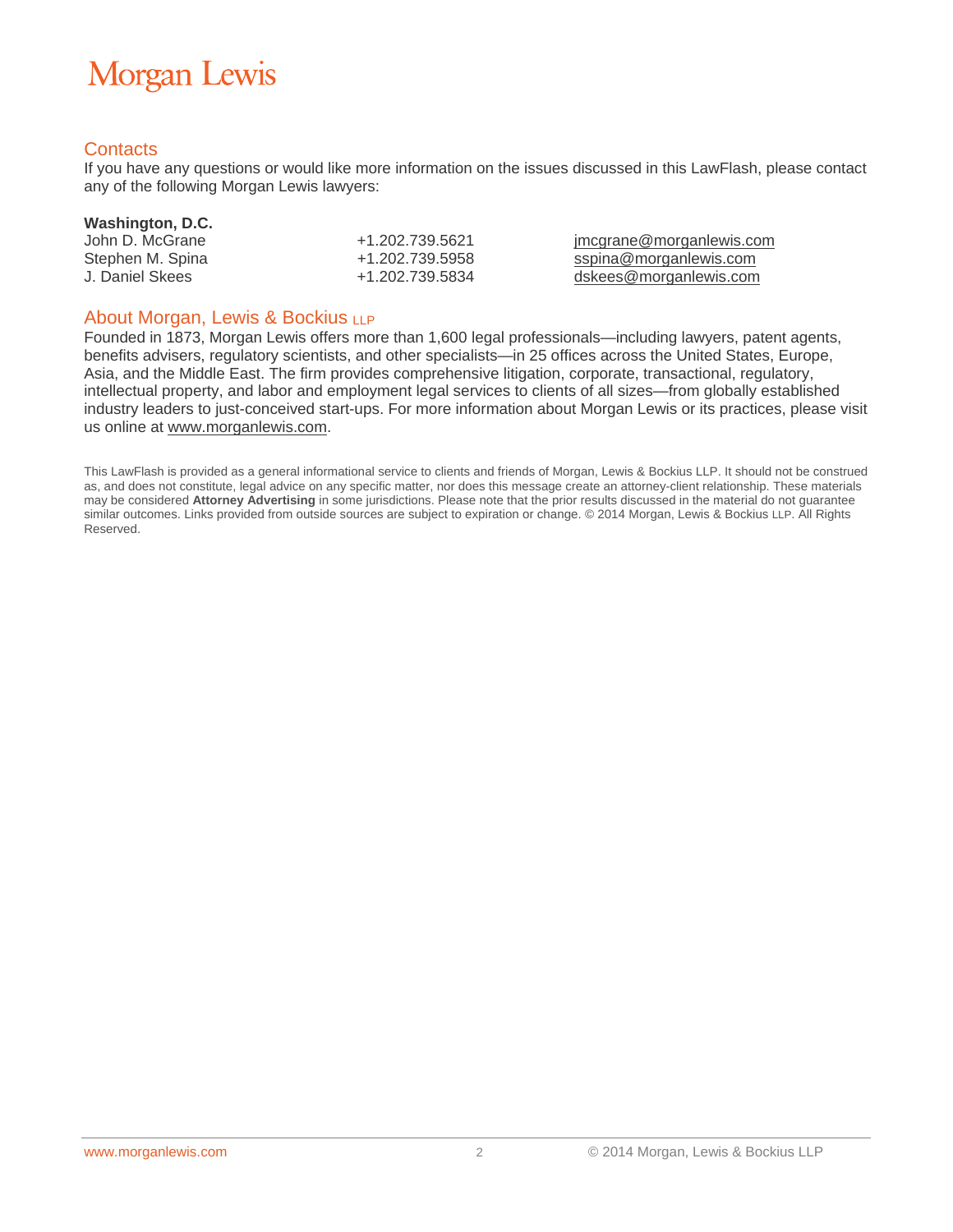Morgan Lewis

## Contacts

If you have any questions or would like more information on the issues discussed in this LawFlash, please contact any of the following Morgan Lewis lawyers:

**Washington, D.C.**

| | | |
|---|---|---|
| John D. McGrane | +1.202.739.5621 | jmcgrane@morganlewis.com |
| Stephen M. Spina | +1.202.739.5958 | sspina@morganlewis.com |
| J. Daniel Skees | +1.202.739.5834 | dskees@morganlewis.com |

## About Morgan, Lewis & Bockius LLP

Founded in 1873, Morgan Lewis offers more than 1,600 legal professionals—including lawyers, patent agents, benefits advisers, regulatory scientists, and other specialists—in 25 offices across the United States, Europe, Asia, and the Middle East. The firm provides comprehensive litigation, corporate, transactional, regulatory, intellectual property, and labor and employment legal services to clients of all sizes—from globally established industry leaders to just-conceived start-ups. For more information about Morgan Lewis or its practices, please visit us online at www.morganlewis.com.

This LawFlash is provided as a general informational service to clients and friends of Morgan, Lewis & Bockius LLP. It should not be construed as, and does not constitute, legal advice on any specific matter, nor does this message create an attorney-client relationship. These materials may be considered **Attorney Advertising** in some jurisdictions. Please note that the prior results discussed in the material do not guarantee similar outcomes. Links provided from outside sources are subject to expiration or change. © 2014 Morgan, Lewis & Bockius LLP. All Rights Reserved.